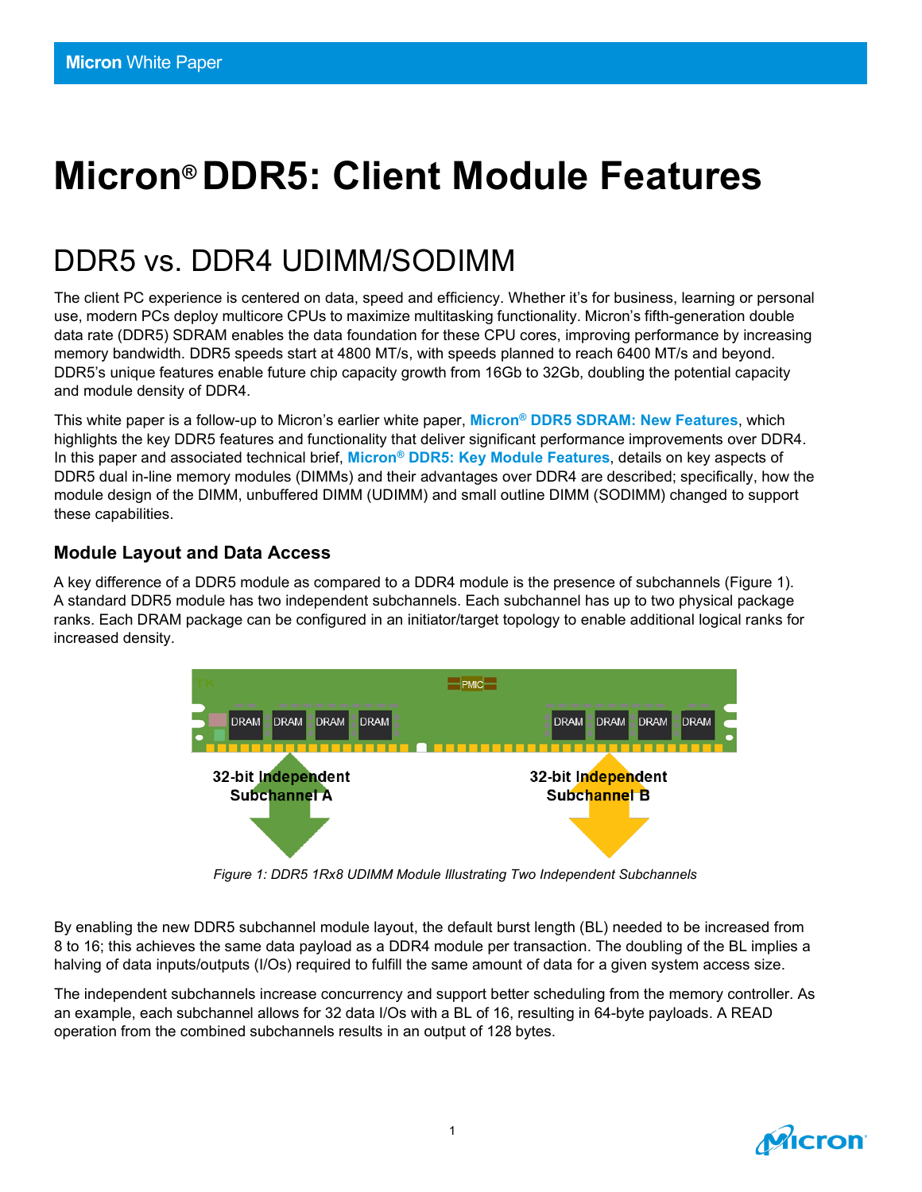# Micron® DDR5: Client Module Features

## DDR5 vs. DDR4 UDIMM/SODIMM

The client PC experience is centered on data, speed and efficiency. Whether it's for business, learning or personal use, modern PCs deploy multicore CPUs to maximize multitasking functionality. Micron's fifth-generation double data rate (DDR5) SDRAM enables the data foundation for these CPU cores, improving performance by increasing memory bandwidth. DDR5 speeds start at 4800 MT/s, with speeds planned to reach 6400 MT/s and beyond. DDR5's unique features enable future chip capacity growth from 16Gb to 32Gb, doubling the potential capacity and module density of DDR4.

This white paper is a follow-up to Micron's earlier white paper, **Micron® DDR5 SDRAM: New Features**, which highlights the key DDR5 features and functionality that deliver significant performance improvements over DDR4. In this paper and associated technical brief, **Micron® DDR5: Key Module Features**, details on key aspects of DDR5 dual in-line memory modules (DIMMs) and their advantages over DDR4 are described; specifically, how the module design of the DIMM, unbuffered DIMM (UDIMM) and small outline DIMM (SODIMM) changed to support these capabilities.

### Module Layout and Data Access

A key difference of a DDR5 module as compared to a DDR4 module is the presence of subchannels (Figure 1). A standard DDR5 module has two independent subchannels. Each subchannel has up to two physical package ranks. Each DRAM package can be configured in an initiator/target topology to enable additional logical ranks for increased density.

*Figure 1: DDR5 1Rx8 UDIMM Module Illustrating Two Independent Subchannels*

By enabling the new DDR5 subchannel module layout, the default burst length (BL) needed to be increased from 8 to 16; this achieves the same data payload as a DDR4 module per transaction. The doubling of the BL implies a halving of data inputs/outputs (I/Os) required to fulfill the same amount of data for a given system access size.

The independent subchannels increase concurrency and support better scheduling from the memory controller. As an example, each subchannel allows for 32 data I/Os with a BL of 16, resulting in 64-byte payloads. A READ operation from the combined subchannels results in an output of 128 bytes.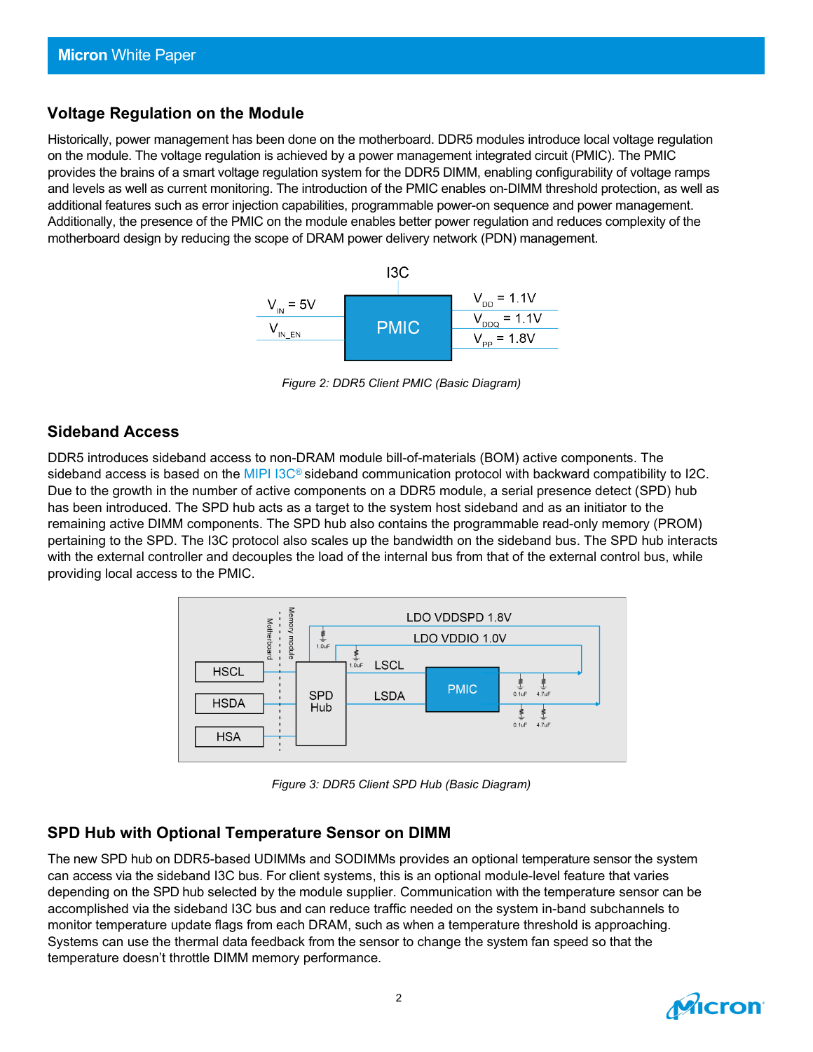## Voltage Regulation on the Module

Historically, power management has been done on the motherboard. DDR5 modules introduce local voltage regulation on the module. The voltage regulation is achieved by a power management integrated circuit (PMIC). The PMIC provides the brains of a smart voltage regulation system for the DDR5 DIMM, enabling configurability of voltage ramps and levels as well as current monitoring. The introduction of the PMIC enables on-DIMM threshold protection, as well as additional features such as error injection capabilities, programmable power-on sequence and power management. Additionally, the presence of the PMIC on the module enables better power regulation and reduces complexity of the motherboard design by reducing the scope of DRAM power delivery network (PDN) management.

*Figure 2: DDR5 Client PMIC (Basic Diagram)*

## Sideband Access

DDR5 introduces sideband access to non-DRAM module bill-of-materials (BOM) active components. The sideband access is based on the MIPI I3C® sideband communication protocol with backward compatibility to I2C. Due to the growth in the number of active components on a DDR5 module, a serial presence detect (SPD) hub has been introduced. The SPD hub acts as a target to the system host sideband and as an initiator to the remaining active DIMM components. The SPD hub also contains the programmable read-only memory (PROM) pertaining to the SPD. The I3C protocol also scales up the bandwidth on the sideband bus. The SPD hub interacts with the external controller and decouples the load of the internal bus from that of the external control bus, while providing local access to the PMIC.

*Figure 3: DDR5 Client SPD Hub (Basic Diagram)*

## SPD Hub with Optional Temperature Sensor on DIMM

The new SPD hub on DDR5-based UDIMMs and SODIMMs provides an optional temperature sensor the system can access via the sideband I3C bus. For client systems, this is an optional module-level feature that varies depending on the SPD hub selected by the module supplier. Communication with the temperature sensor can be accomplished via the sideband I3C bus and can reduce traffic needed on the system in-band subchannels to monitor temperature update flags from each DRAM, such as when a temperature threshold is approaching. Systems can use the thermal data feedback from the sensor to change the system fan speed so that the temperature doesn't throttle DIMM memory performance.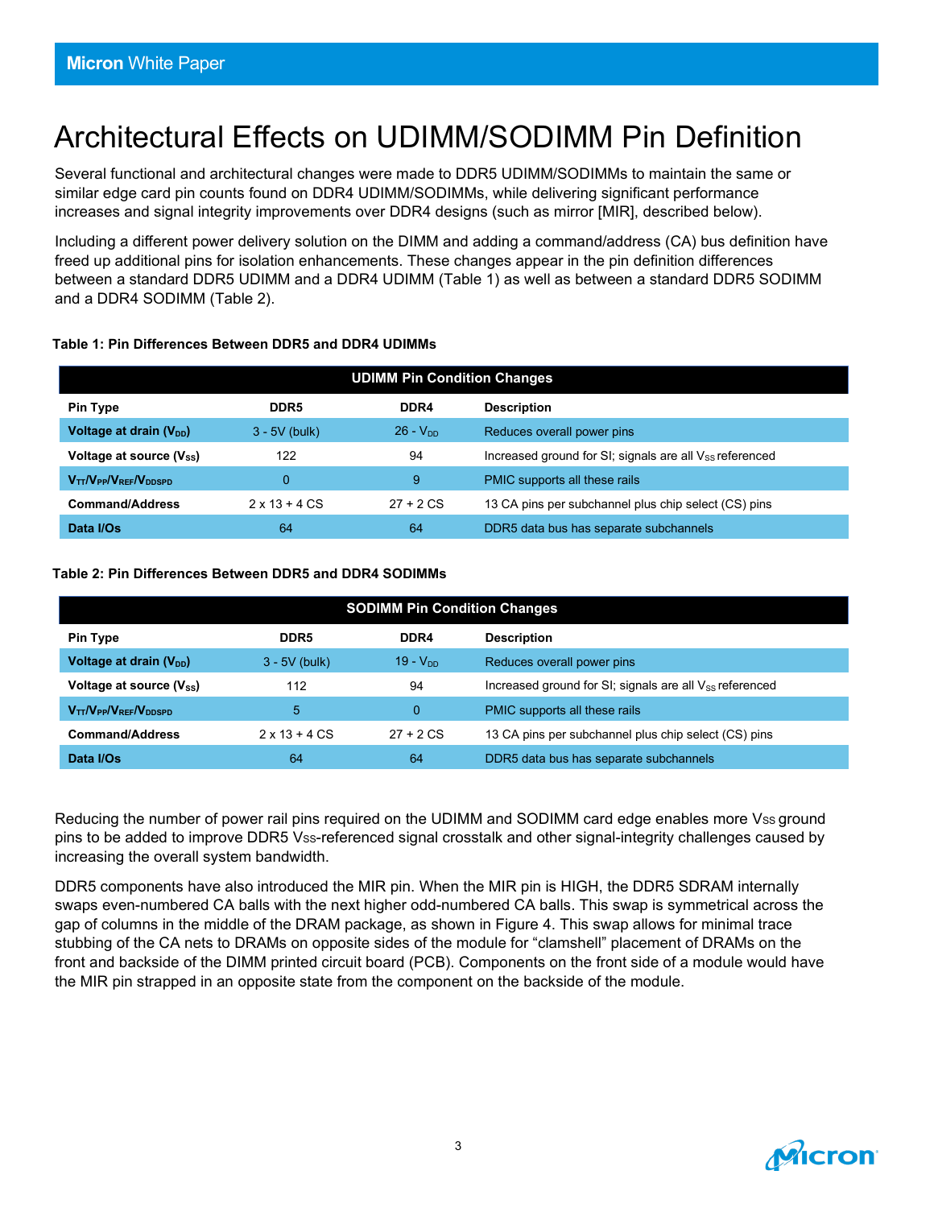# Architectural Effects on UDIMM/SODIMM Pin Definition

Several functional and architectural changes were made to DDR5 UDIMM/SODIMMs to maintain the same or similar edge card pin counts found on DDR4 UDIMM/SODIMMs, while delivering significant performance increases and signal integrity improvements over DDR4 designs (such as mirror [MIR], described below).

Including a different power delivery solution on the DIMM and adding a command/address (CA) bus definition have freed up additional pins for isolation enhancements. These changes appear in the pin definition differences between a standard DDR5 UDIMM and a DDR4 UDIMM (Table 1) as well as between a standard DDR5 SODIMM and a DDR4 SODIMM (Table 2).

**Table 1: Pin Differences Between DDR5 and DDR4 UDIMMs**

| UDIMM Pin Condition Changes | | | |
|---|---|---|---|
| **Pin Type** | **DDR5** | **DDR4** | **Description** |
| **Voltage at drain ($V_{DD}$)** | 3 - 5V (bulk) | 26 - $V_{DD}$ | Reduces overall power pins |
| **Voltage at source ($V_{SS}$)** | 122 | 94 | Increased ground for SI; signals are all $V_{SS}$ referenced |
| **$V_{TT}$/$V_{PP}$/$V_{REF}$/$V_{DDSPD}$** | 0 | 9 | PMIC supports all these rails |
| **Command/Address** | 2 x 13 + 4 CS | 27 + 2 CS | 13 CA pins per subchannel plus chip select (CS) pins |
| **Data I/Os** | 64 | 64 | DDR5 data bus has separate subchannels |

**Table 2: Pin Differences Between DDR5 and DDR4 SODIMMs**

| SODIMM Pin Condition Changes | | | |
|---|---|---|---|
| **Pin Type** | **DDR5** | **DDR4** | **Description** |
| **Voltage at drain ($V_{DD}$)** | 3 - 5V (bulk) | 19 - $V_{DD}$ | Reduces overall power pins |
| **Voltage at source ($V_{SS}$)** | 112 | 94 | Increased ground for SI; signals are all $V_{SS}$ referenced |
| **$V_{TT}$/$V_{PP}$/$V_{REF}$/$V_{DDSPD}$** | 5 | 0 | PMIC supports all these rails |
| **Command/Address** | 2 x 13 + 4 CS | 27 + 2 CS | 13 CA pins per subchannel plus chip select (CS) pins |
| **Data I/Os** | 64 | 64 | DDR5 data bus has separate subchannels |

Reducing the number of power rail pins required on the UDIMM and SODIMM card edge enables more $V_{SS}$ ground pins to be added to improve DDR5 $V_{SS}$-referenced signal crosstalk and other signal-integrity challenges caused by increasing the overall system bandwidth.

DDR5 components have also introduced the MIR pin. When the MIR pin is HIGH, the DDR5 SDRAM internally swaps even-numbered CA balls with the next higher odd-numbered CA balls. This swap is symmetrical across the gap of columns in the middle of the DRAM package, as shown in Figure 4. This swap allows for minimal trace stubbing of the CA nets to DRAMs on opposite sides of the module for "clamshell" placement of DRAMs on the front and backside of the DIMM printed circuit board (PCB). Components on the front side of a module would have the MIR pin strapped in an opposite state from the component on the backside of the module.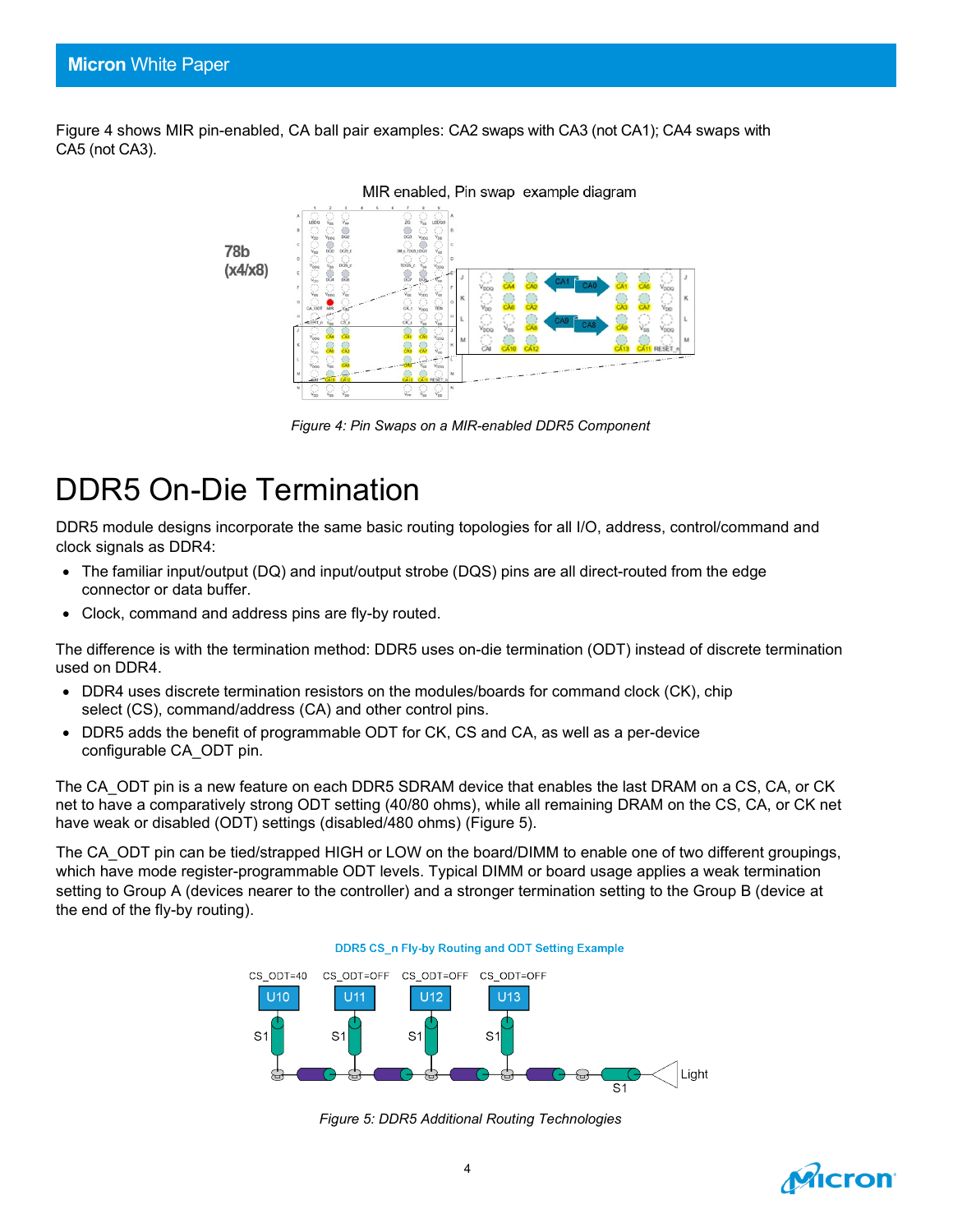Figure 4 shows MIR pin-enabled, CA ball pair examples: CA2 swaps with CA3 (not CA1); CA4 swaps with CA5 (not CA3).

*Figure 4: Pin Swaps on a MIR-enabled DDR5 Component*

# DDR5 On-Die Termination

DDR5 module designs incorporate the same basic routing topologies for all I/O, address, control/command and clock signals as DDR4:

- The familiar input/output (DQ) and input/output strobe (DQS) pins are all direct-routed from the edge connector or data buffer.
- Clock, command and address pins are fly-by routed.

The difference is with the termination method: DDR5 uses on-die termination (ODT) instead of discrete termination used on DDR4.

- DDR4 uses discrete termination resistors on the modules/boards for command clock (CK), chip select (CS), command/address (CA) and other control pins.
- DDR5 adds the benefit of programmable ODT for CK, CS and CA, as well as a per-device configurable CA_ODT pin.

The CA_ODT pin is a new feature on each DDR5 SDRAM device that enables the last DRAM on a CS, CA, or CK net to have a comparatively strong ODT setting (40/80 ohms), while all remaining DRAM on the CS, CA, or CK net have weak or disabled (ODT) settings (disabled/480 ohms) (Figure 5).

The CA_ODT pin can be tied/strapped HIGH or LOW on the board/DIMM to enable one of two different groupings, which have mode register-programmable ODT levels. Typical DIMM or board usage applies a weak termination setting to Group A (devices nearer to the controller) and a stronger termination setting to the Group B (device at the end of the fly-by routing).

*Figure 5: DDR5 Additional Routing Technologies*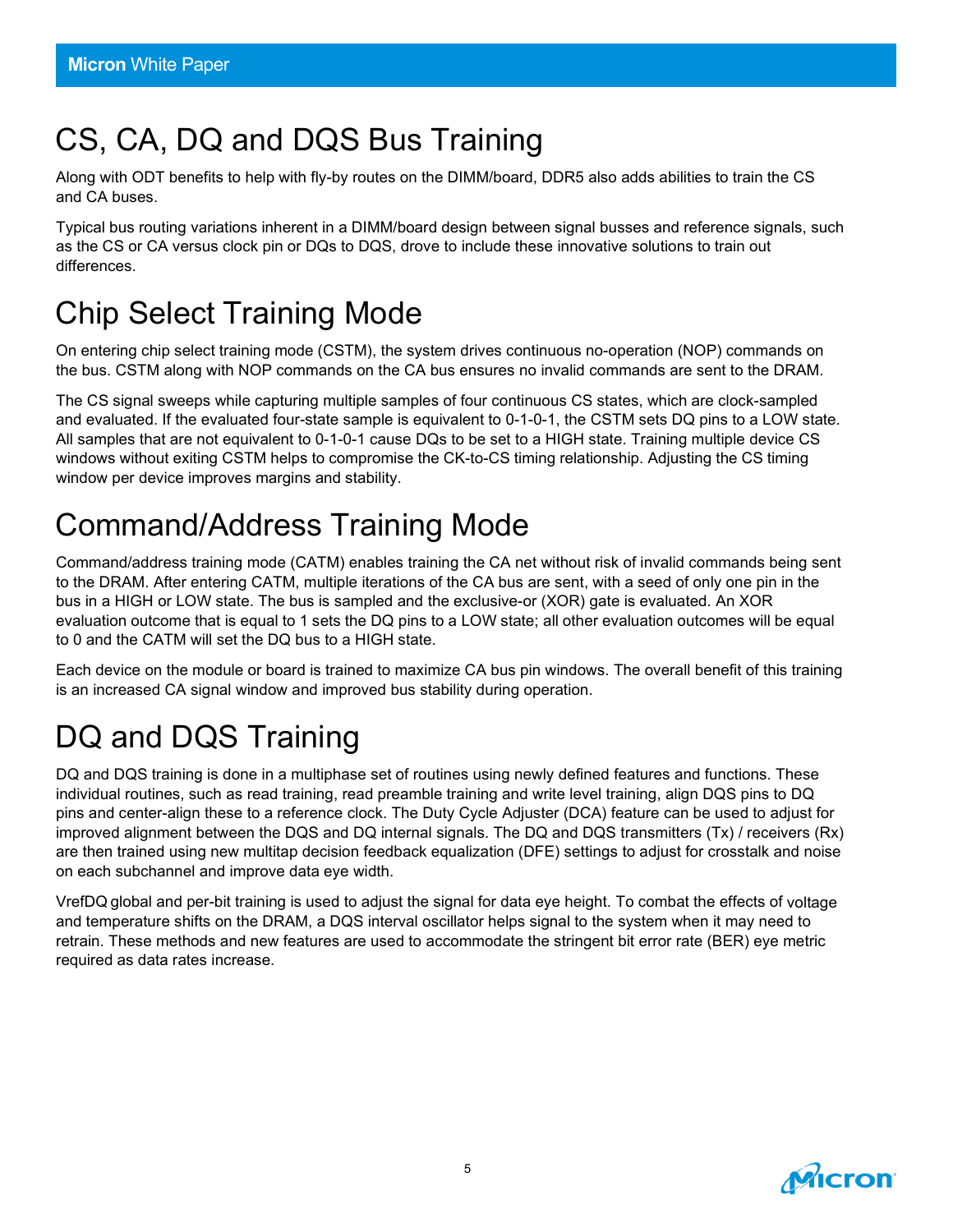# CS, CA, DQ and DQS Bus Training

Along with ODT benefits to help with fly-by routes on the DIMM/board, DDR5 also adds abilities to train the CS and CA buses.

Typical bus routing variations inherent in a DIMM/board design between signal busses and reference signals, such as the CS or CA versus clock pin or DQs to DQS, drove to include these innovative solutions to train out differences.

# Chip Select Training Mode

On entering chip select training mode (CSTM), the system drives continuous no-operation (NOP) commands on the bus. CSTM along with NOP commands on the CA bus ensures no invalid commands are sent to the DRAM.

The CS signal sweeps while capturing multiple samples of four continuous CS states, which are clock-sampled and evaluated. If the evaluated four-state sample is equivalent to 0-1-0-1, the CSTM sets DQ pins to a LOW state. All samples that are not equivalent to 0-1-0-1 cause DQs to be set to a HIGH state. Training multiple device CS windows without exiting CSTM helps to compromise the CK-to-CS timing relationship. Adjusting the CS timing window per device improves margins and stability.

# Command/Address Training Mode

Command/address training mode (CATM) enables training the CA net without risk of invalid commands being sent to the DRAM. After entering CATM, multiple iterations of the CA bus are sent, with a seed of only one pin in the bus in a HIGH or LOW state. The bus is sampled and the exclusive-or (XOR) gate is evaluated. An XOR evaluation outcome that is equal to 1 sets the DQ pins to a LOW state; all other evaluation outcomes will be equal to 0 and the CATM will set the DQ bus to a HIGH state.

Each device on the module or board is trained to maximize CA bus pin windows. The overall benefit of this training is an increased CA signal window and improved bus stability during operation.

# DQ and DQS Training

DQ and DQS training is done in a multiphase set of routines using newly defined features and functions. These individual routines, such as read training, read preamble training and write level training, align DQS pins to DQ pins and center-align these to a reference clock. The Duty Cycle Adjuster (DCA) feature can be used to adjust for improved alignment between the DQS and DQ internal signals. The DQ and DQS transmitters (Tx) / receivers (Rx) are then trained using new multitap decision feedback equalization (DFE) settings to adjust for crosstalk and noise on each subchannel and improve data eye width.

VrefDQ global and per-bit training is used to adjust the signal for data eye height. To combat the effects of voltage and temperature shifts on the DRAM, a DQS interval oscillator helps signal to the system when it may need to retrain. These methods and new features are used to accommodate the stringent bit error rate (BER) eye metric required as data rates increase.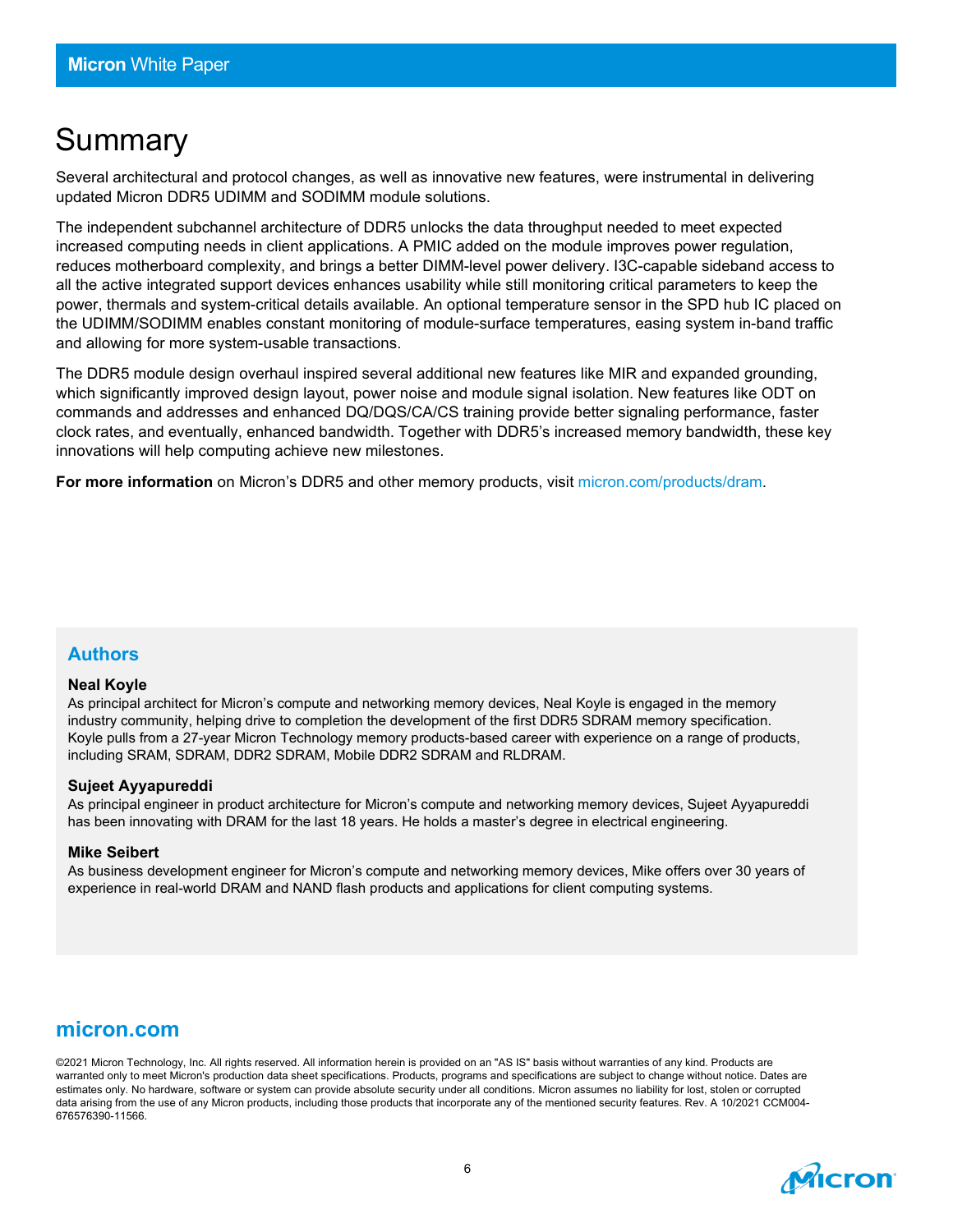# Summary

Several architectural and protocol changes, as well as innovative new features, were instrumental in delivering updated Micron DDR5 UDIMM and SODIMM module solutions.

The independent subchannel architecture of DDR5 unlocks the data throughput needed to meet expected increased computing needs in client applications. A PMIC added on the module improves power regulation, reduces motherboard complexity, and brings a better DIMM-level power delivery. I3C-capable sideband access to all the active integrated support devices enhances usability while still monitoring critical parameters to keep the power, thermals and system-critical details available. An optional temperature sensor in the SPD hub IC placed on the UDIMM/SODIMM enables constant monitoring of module-surface temperatures, easing system in-band traffic and allowing for more system-usable transactions.

The DDR5 module design overhaul inspired several additional new features like MIR and expanded grounding, which significantly improved design layout, power noise and module signal isolation. New features like ODT on commands and addresses and enhanced DQ/DQS/CA/CS training provide better signaling performance, faster clock rates, and eventually, enhanced bandwidth. Together with DDR5's increased memory bandwidth, these key innovations will help computing achieve new milestones.

**For more information** on Micron's DDR5 and other memory products, visit micron.com/products/dram.

## Authors

**Neal Koyle**
As principal architect for Micron's compute and networking memory devices, Neal Koyle is engaged in the memory industry community, helping drive to completion the development of the first DDR5 SDRAM memory specification. Koyle pulls from a 27-year Micron Technology memory products-based career with experience on a range of products, including SRAM, SDRAM, DDR2 SDRAM, Mobile DDR2 SDRAM and RLDRAM.

**Sujeet Ayyapureddi**
As principal engineer in product architecture for Micron's compute and networking memory devices, Sujeet Ayyapureddi has been innovating with DRAM for the last 18 years. He holds a master's degree in electrical engineering.

**Mike Seibert**
As business development engineer for Micron's compute and networking memory devices, Mike offers over 30 years of experience in real-world DRAM and NAND flash products and applications for client computing systems.

**micron.com**

©2021 Micron Technology, Inc. All rights reserved. All information herein is provided on an "AS IS" basis without warranties of any kind. Products are warranted only to meet Micron's production data sheet specifications. Products, programs and specifications are subject to change without notice. Dates are estimates only. No hardware, software or system can provide absolute security under all conditions. Micron assumes no liability for lost, stolen or corrupted data arising from the use of any Micron products, including those products that incorporate any of the mentioned security features. Rev. A 10/2021 CCM004-676576390-11566.